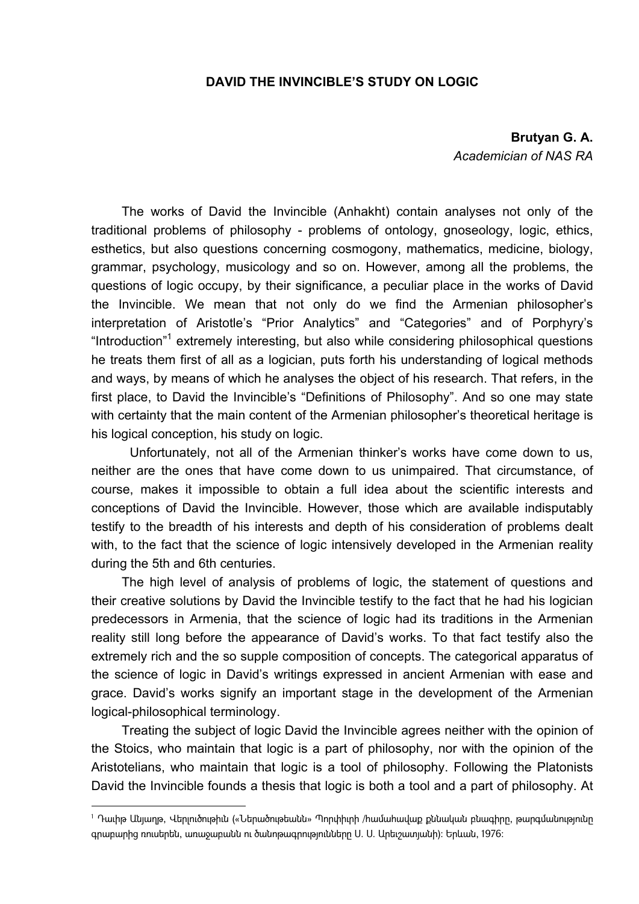# DAVID THE INVINCIBLE'S STUDY ON LOGIC

**Brutyan G. A.**
*Academician of NAS RA*

The works of David the Invincible (Anhakht) contain analyses not only of the traditional problems of philosophy - problems of ontology, gnoseology, logic, ethics, esthetics, but also questions concerning cosmogony, mathematics, medicine, biology, grammar, psychology, musicology and so on. However, among all the problems, the questions of logic occupy, by their significance, a peculiar place in the works of David the Invincible. We mean that not only do we find the Armenian philosopher's interpretation of Aristotle's "Prior Analytics" and "Categories" and of Porphyry's "Introduction"[1] extremely interesting, but also while considering philosophical questions he treats them first of all as a logician, puts forth his understanding of logical methods and ways, by means of which he analyses the object of his research. That refers, in the first place, to David the Invincible's "Definitions of Philosophy". And so one may state with certainty that the main content of the Armenian philosopher's theoretical heritage is his logical conception, his study on logic.

Unfortunately, not all of the Armenian thinker's works have come down to us, neither are the ones that have come down to us unimpaired. That circumstance, of course, makes it impossible to obtain a full idea about the scientific interests and conceptions of David the Invincible. However, those which are available indisputably testify to the breadth of his interests and depth of his consideration of problems dealt with, to the fact that the science of logic intensively developed in the Armenian reality during the 5th and 6th centuries.

The high level of analysis of problems of logic, the statement of questions and their creative solutions by David the Invincible testify to the fact that he had his logician predecessors in Armenia, that the science of logic had its traditions in the Armenian reality still long before the appearance of David's works. To that fact testify also the extremely rich and the so supple composition of concepts. The categorical apparatus of the science of logic in David's writings expressed in ancient Armenian with ease and grace. David's works signify an important stage in the development of the Armenian logical-philosophical terminology.

Treating the subject of logic David the Invincible agrees neither with the opinion of the Stoics, who maintain that logic is a part of philosophy, nor with the opinion of the Aristotelians, who maintain that logic is a tool of philosophy. Following the Platonists David the Invincible founds a thesis that logic is both a tool and a part of philosophy. At

---

[1] Դավիթ Անհաղթ, Վերլուծություն («Ներածութեանն» Պորփյուրի /համահավաք քննական բնագիրը, թարգմանությունը գրաբարից ռուսերեն, առաջաբանն ու ծանոթագրությունները Ս. Ս. Արևշատյանի): Երևան, 1976: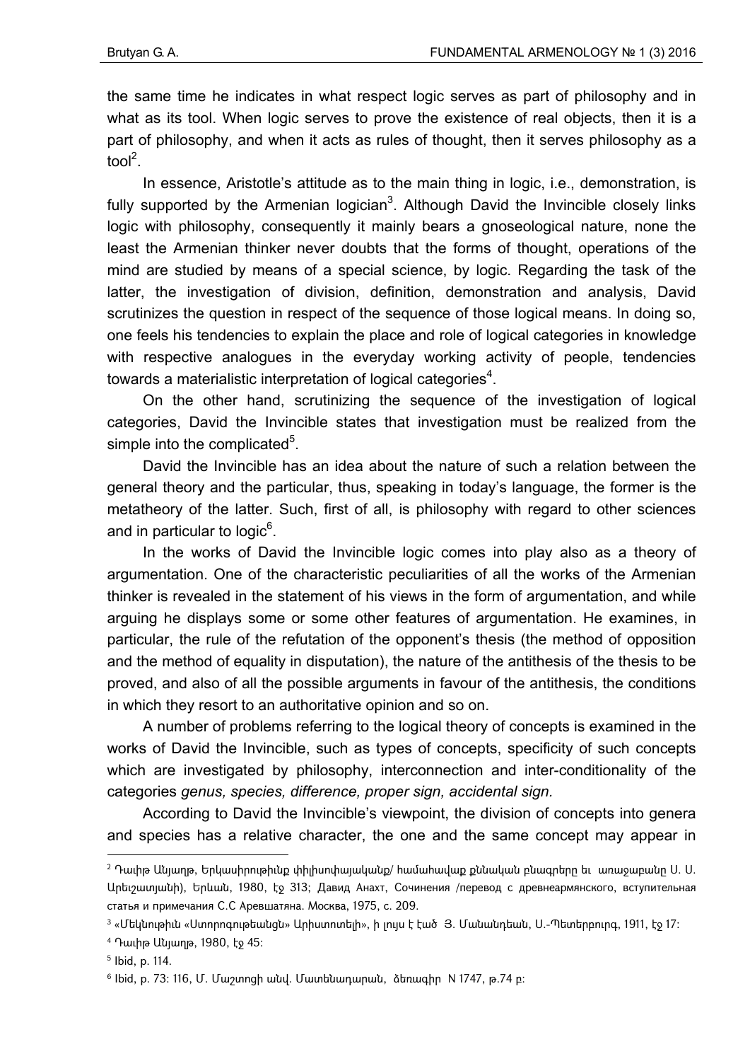the same time he indicates in what respect logic serves as part of philosophy and in what as its tool. When logic serves to prove the existence of real objects, then it is a part of philosophy, and when it acts as rules of thought, then it serves philosophy as a tool[2].

In essence, Aristotle's attitude as to the main thing in logic, i.e., demonstration, is fully supported by the Armenian logician[3]. Although David the Invincible closely links logic with philosophy, consequently it mainly bears a gnoseological nature, none the least the Armenian thinker never doubts that the forms of thought, operations of the mind are studied by means of a special science, by logic. Regarding the task of the latter, the investigation of division, definition, demonstration and analysis, David scrutinizes the question in respect of the sequence of those logical means. In doing so, one feels his tendencies to explain the place and role of logical categories in knowledge with respective analogues in the everyday working activity of people, tendencies towards a materialistic interpretation of logical categories[4].

On the other hand, scrutinizing the sequence of the investigation of logical categories, David the Invincible states that investigation must be realized from the simple into the complicated[5].

David the Invincible has an idea about the nature of such a relation between the general theory and the particular, thus, speaking in today's language, the former is the metatheory of the latter. Such, first of all, is philosophy with regard to other sciences and in particular to logic[6].

In the works of David the Invincible logic comes into play also as a theory of argumentation. One of the characteristic peculiarities of all the works of the Armenian thinker is revealed in the statement of his views in the form of argumentation, and while arguing he displays some or some other features of argumentation. He examines, in particular, the rule of the refutation of the opponent's thesis (the method of opposition and the method of equality in disputation), the nature of the antithesis of the thesis to be proved, and also of all the possible arguments in favour of the antithesis, the conditions in which they resort to an authoritative opinion and so on.

A number of problems referring to the logical theory of concepts is examined in the works of David the Invincible, such as types of concepts, specificity of such concepts which are investigated by philosophy, interconnection and inter-conditionality of the categories *genus, species, difference, proper sign, accidental sign*.

According to David the Invincible's viewpoint, the division of concepts into genera and species has a relative character, the one and the same concept may appear in

---

[2] Դավիթ Անհաղթ, Երկասիրություններ փիլիսոփայականք/ համահավաք քննական բնագրերը եւ առաջաբանը Ս. Ս. Արեւշատյանի), Երևան, 1980, էջ 313; Давид Анахт, Сочинения /перевод с древнеармянского, вступительная статья и примечания С.С Аревшатяна. Москва, 1975, с. 209.

[3] «Մեկնութիւն «Ստորոգութեանցն» Արիստոտելի», ի լույս է էած Յ. Մանանդեան, Ս.-Պետերբուրգ, 1911, էջ 17:

[4] Դավիթ Անհաղթ, 1980, էջ 45:

[5] Ibid, p. 114.

[6] Ibid, p. 73: 116, Մ. Մաշտոցի անվ. Մատենադարան, ձեռագիր N 1747, թ.74 բ: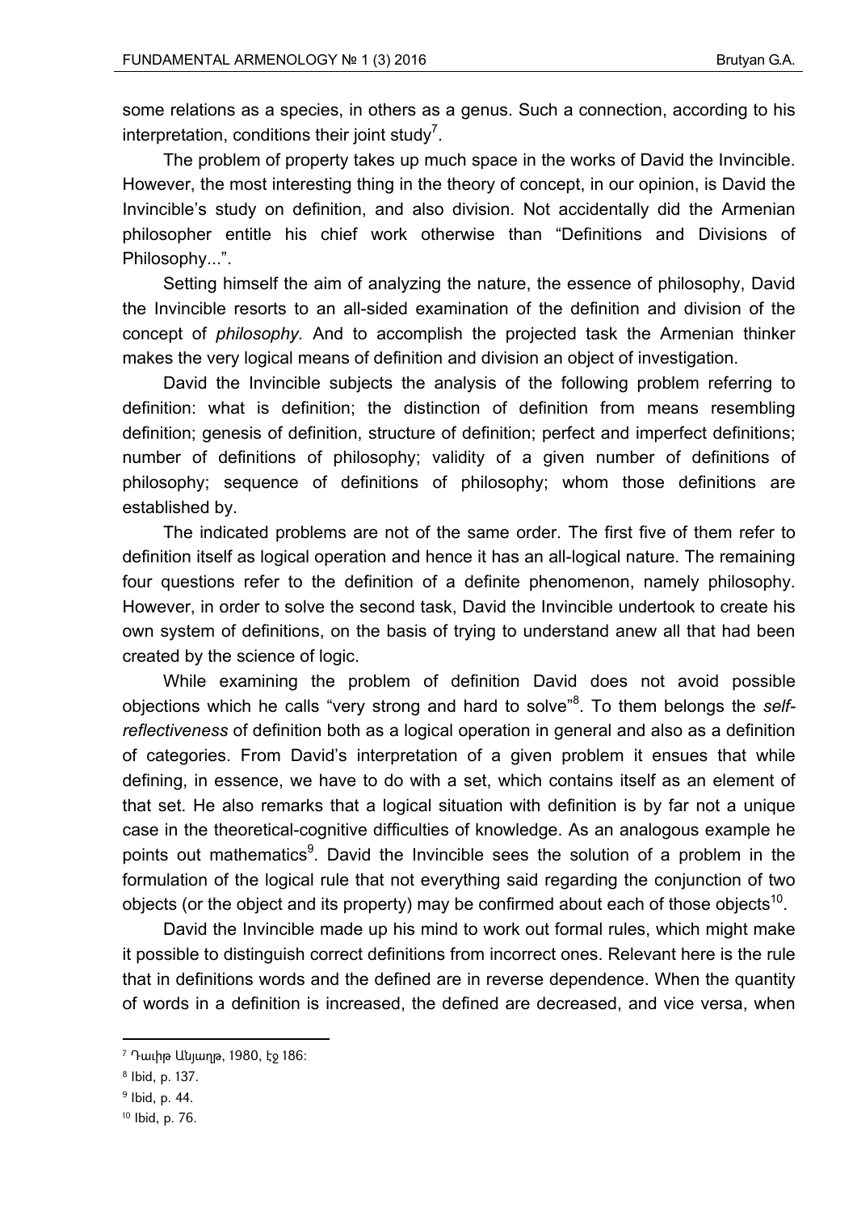some relations as a species, in others as a genus. Such a connection, according to his interpretation, conditions their joint study[7].

The problem of property takes up much space in the works of David the Invincible. However, the most interesting thing in the theory of concept, in our opinion, is David the Invincible's study on definition, and also division. Not accidentally did the Armenian philosopher entitle his chief work otherwise than "Definitions and Divisions of Philosophy...".

Setting himself the aim of analyzing the nature, the essence of philosophy, David the Invincible resorts to an all-sided examination of the definition and division of the concept of *philosophy.* And to accomplish the projected task the Armenian thinker makes the very logical means of definition and division an object of investigation.

David the Invincible subjects the analysis of the following problem referring to definition: what is definition; the distinction of definition from means resembling definition; genesis of definition, structure of definition; perfect and imperfect definitions; number of definitions of philosophy; validity of a given number of definitions of philosophy; sequence of definitions of philosophy; whom those definitions are established by.

The indicated problems are not of the same order. The first five of them refer to definition itself as logical operation and hence it has an all-logical nature. The remaining four questions refer to the definition of a definite phenomenon, namely philosophy. However, in order to solve the second task, David the Invincible undertook to create his own system of definitions, on the basis of trying to understand anew all that had been created by the science of logic.

While examining the problem of definition David does not avoid possible objections which he calls "very strong and hard to solve"[8]. To them belongs the *self-reflectiveness* of definition both as a logical operation in general and also as a definition of categories. From David's interpretation of a given problem it ensues that while defining, in essence, we have to do with a set, which contains itself as an element of that set. He also remarks that a logical situation with definition is by far not a unique case in the theoretical-cognitive difficulties of knowledge. As an analogous example he points out mathematics[9]. David the Invincible sees the solution of a problem in the formulation of the logical rule that not everything said regarding the conjunction of two objects (or the object and its property) may be confirmed about each of those objects[10].

David the Invincible made up his mind to work out formal rules, which might make it possible to distinguish correct definitions from incorrect ones. Relevant here is the rule that in definitions words and the defined are in reverse dependence. When the quantity of words in a definition is increased, the defined are decreased, and vice versa, when

---

[7] Դավիթ Անհաղթ, 1980, էջ 186:

[8] Ibid, p. 137.

[9] Ibid, p. 44.

[10] Ibid, p. 76.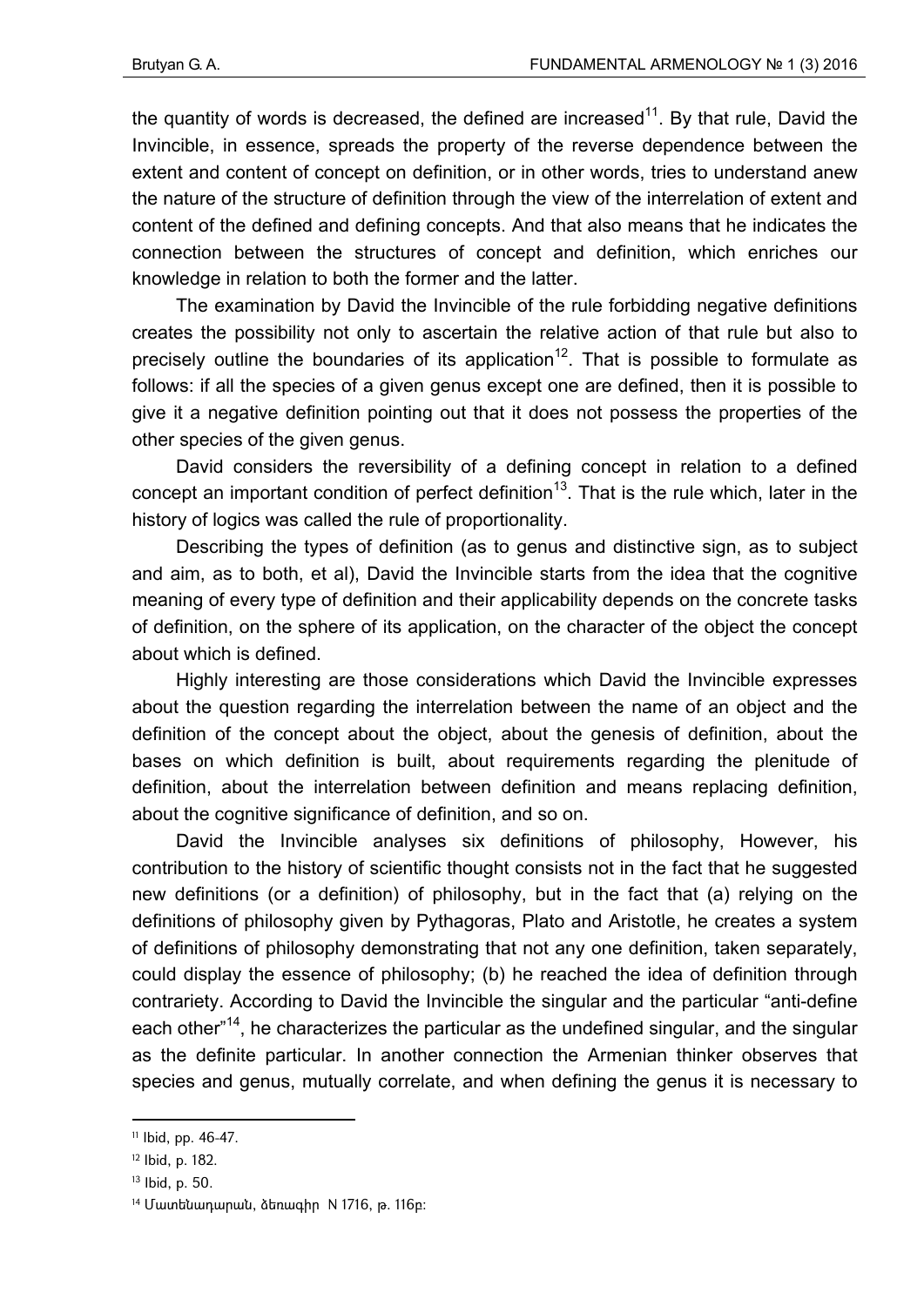the quantity of words is decreased, the defined are increased[11]. By that rule, David the Invincible, in essence, spreads the property of the reverse dependence between the extent and content of concept on definition, or in other words, tries to understand anew the nature of the structure of definition through the view of the interrelation of extent and content of the defined and defining concepts. And that also means that he indicates the connection between the structures of concept and definition, which enriches our knowledge in relation to both the former and the latter.

The examination by David the Invincible of the rule forbidding negative definitions creates the possibility not only to ascertain the relative action of that rule but also to precisely outline the boundaries of its application[12]. That is possible to formulate as follows: if all the species of a given genus except one are defined, then it is possible to give it a negative definition pointing out that it does not possess the properties of the other species of the given genus.

David considers the reversibility of a defining concept in relation to a defined concept an important condition of perfect definition[13]. That is the rule which, later in the history of logics was called the rule of proportionality.

Describing the types of definition (as to genus and distinctive sign, as to subject and aim, as to both, et al), David the Invincible starts from the idea that the cognitive meaning of every type of definition and their applicability depends on the concrete tasks of definition, on the sphere of its application, on the character of the object the concept about which is defined.

Highly interesting are those considerations which David the Invincible expresses about the question regarding the interrelation between the name of an object and the definition of the concept about the object, about the genesis of definition, about the bases on which definition is built, about requirements regarding the plenitude of definition, about the interrelation between definition and means replacing definition, about the cognitive significance of definition, and so on.

David the Invincible analyses six definitions of philosophy, However, his contribution to the history of scientific thought consists not in the fact that he suggested new definitions (or a definition) of philosophy, but in the fact that (a) relying on the definitions of philosophy given by Pythagoras, Plato and Aristotle, he creates a system of definitions of philosophy demonstrating that not any one definition, taken separately, could display the essence of philosophy; (b) he reached the idea of definition through contrariety. According to David the Invincible the singular and the particular "anti-define each other"[14], he characterizes the particular as the undefined singular, and the singular as the definite particular. In another connection the Armenian thinker observes that species and genus, mutually correlate, and when defining the genus it is necessary to

---

[11] Ibid, pp. 46-47.

[12] Ibid, p. 182.

[13] Ibid, p. 50.

[14] Մատենադարան, ձեռագիր N 1716, թ. 116բ: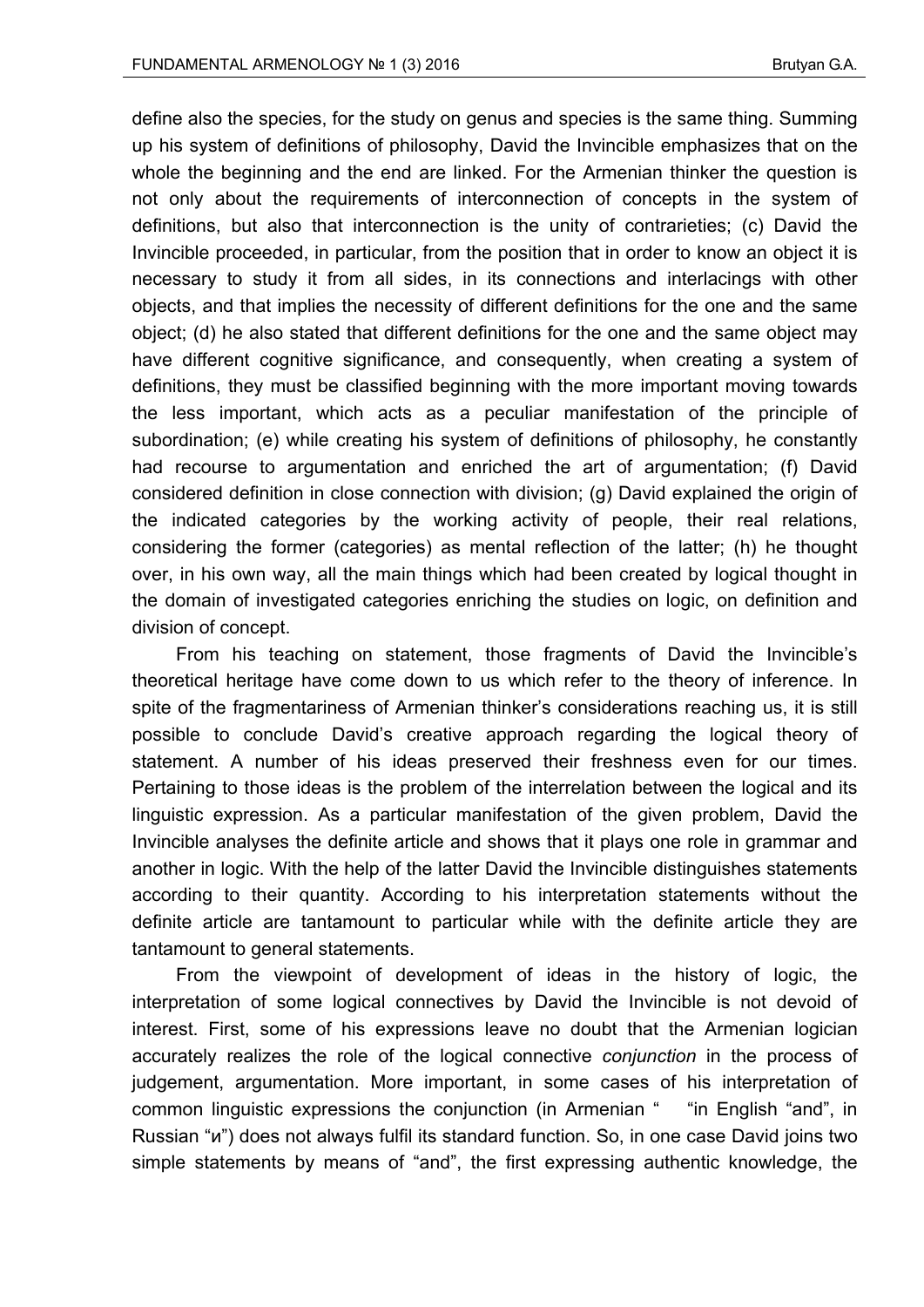define also the species, for the study on genus and species is the same thing. Summing up his system of definitions of philosophy, David the Invincible emphasizes that on the whole the beginning and the end are linked. For the Armenian thinker the question is not only about the requirements of interconnection of concepts in the system of definitions, but also that interconnection is the unity of contrarieties; (c) David the Invincible proceeded, in particular, from the position that in order to know an object it is necessary to study it from all sides, in its connections and interlacings with other objects, and that implies the necessity of different definitions for the one and the same object; (d) he also stated that different definitions for the one and the same object may have different cognitive significance, and consequently, when creating a system of definitions, they must be classified beginning with the more important moving towards the less important, which acts as a peculiar manifestation of the principle of subordination; (e) while creating his system of definitions of philosophy, he constantly had recourse to argumentation and enriched the art of argumentation; (f) David considered definition in close connection with division; (g) David explained the origin of the indicated categories by the working activity of people, their real relations, considering the former (categories) as mental reflection of the latter; (h) he thought over, in his own way, all the main things which had been created by logical thought in the domain of investigated categories enriching the studies on logic, on definition and division of concept.

From his teaching on statement, those fragments of David the Invincible's theoretical heritage have come down to us which refer to the theory of inference. In spite of the fragmentariness of Armenian thinker's considerations reaching us, it is still possible to conclude David's creative approach regarding the logical theory of statement. A number of his ideas preserved their freshness even for our times. Pertaining to those ideas is the problem of the interrelation between the logical and its linguistic expression. As a particular manifestation of the given problem, David the Invincible analyses the definite article and shows that it plays one role in grammar and another in logic. With the help of the latter David the Invincible distinguishes statements according to their quantity. According to his interpretation statements without the definite article are tantamount to particular while with the definite article they are tantamount to general statements.

From the viewpoint of development of ideas in the history of logic, the interpretation of some logical connectives by David the Invincible is not devoid of interest. First, some of his expressions leave no doubt that the Armenian logician accurately realizes the role of the logical connective *conjunction* in the process of judgement, argumentation. More important, in some cases of his interpretation of common linguistic expressions the conjunction (in Armenian " "in English "and", in Russian "и") does not always fulfil its standard function. So, in one case David joins two simple statements by means of "and", the first expressing authentic knowledge, the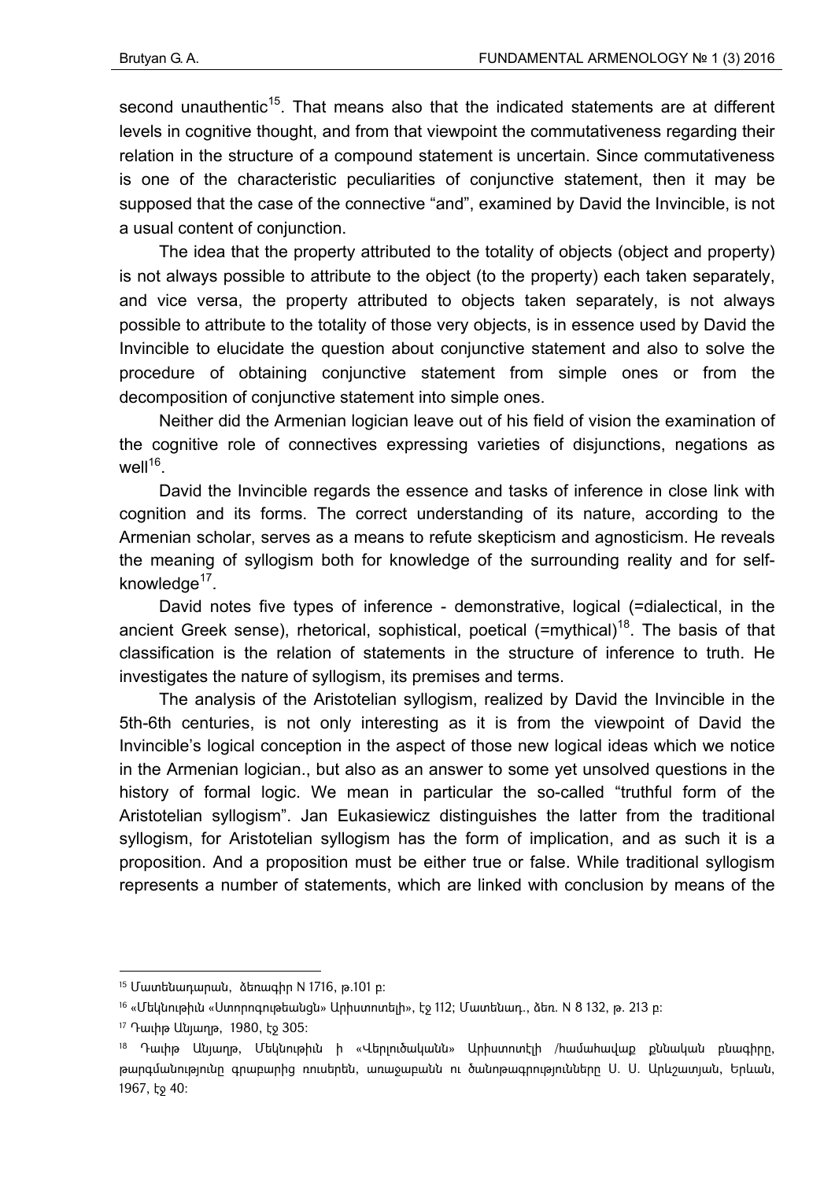second unauthentic[15]. That means also that the indicated statements are at different levels in cognitive thought, and from that viewpoint the commutativeness regarding their relation in the structure of a compound statement is uncertain. Since commutativeness is one of the characteristic peculiarities of conjunctive statement, then it may be supposed that the case of the connective "and", examined by David the Invincible, is not a usual content of conjunction.

The idea that the property attributed to the totality of objects (object and property) is not always possible to attribute to the object (to the property) each taken separately, and vice versa, the property attributed to objects taken separately, is not always possible to attribute to the totality of those very objects, is in essence used by David the Invincible to elucidate the question about conjunctive statement and also to solve the procedure of obtaining conjunctive statement from simple ones or from the decomposition of conjunctive statement into simple ones.

Neither did the Armenian logician leave out of his field of vision the examination of the cognitive role of connectives expressing varieties of disjunctions, negations as well[16].

David the Invincible regards the essence and tasks of inference in close link with cognition and its forms. The correct understanding of its nature, according to the Armenian scholar, serves as a means to refute skepticism and agnosticism. He reveals the meaning of syllogism both for knowledge of the surrounding reality and for self-knowledge[17].

David notes five types of inference - demonstrative, logical (=dialectical, in the ancient Greek sense), rhetorical, sophistical, poetical (=mythical)[18]. The basis of that classification is the relation of statements in the structure of inference to truth. He investigates the nature of syllogism, its premises and terms.

The analysis of the Aristotelian syllogism, realized by David the Invincible in the 5th-6th centuries, is not only interesting as it is from the viewpoint of David the Invincible's logical conception in the aspect of those new logical ideas which we notice in the Armenian logician., but also as an answer to some yet unsolved questions in the history of formal logic. We mean in particular the so-called "truthful form of the Aristotelian syllogism". Jan Eukasiewicz distinguishes the latter from the traditional syllogism, for Aristotelian syllogism has the form of implication, and as such it is a proposition. And a proposition must be either true or false. While traditional syllogism represents a number of statements, which are linked with conclusion by means of the

---

[15] Մատենադարան, ձեռագիր N 1716, թ.101 բ:

[16] «Մեկնութիւն «Ստորոգութեանցն» Արիստոտելի», էջ 112; Մատենադ., ձեռ. N 8 132, թ. 213 բ:

[17] Դաւիթ Անյաղթ, 1980, էջ 305:

[18] Դաւիթ Անյաղթ, Մեկնութիւն ի «Վերլուծականն» Արիստոտէլի /համահավաք քննական բնագիրը, թարգմանությունը գրաբարից ռուսերեն, առաջաբանն ու ծանոթագրությունները Ս. Ս. Արևշատյան, Երևան, 1967, էջ 40: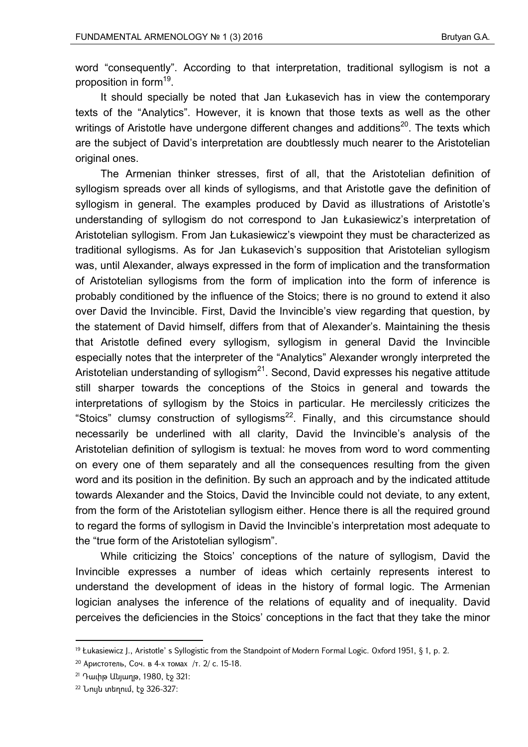word "consequently". According to that interpretation, traditional syllogism is not a proposition in form[19].

It should specially be noted that Jan Łukasevich has in view the contemporary texts of the "Analytics". However, it is known that those texts as well as the other writings of Aristotle have undergone different changes and additions[20]. The texts which are the subject of David's interpretation are doubtlessly much nearer to the Aristotelian original ones.

The Armenian thinker stresses, first of all, that the Aristotelian definition of syllogism spreads over all kinds of syllogisms, and that Aristotle gave the definition of syllogism in general. The examples produced by David as illustrations of Aristotle's understanding of syllogism do not correspond to Jan Łukasiewicz's interpretation of Aristotelian syllogism. From Jan Łukasiewicz's viewpoint they must be characterized as traditional syllogisms. As for Jan Łukasevich's supposition that Aristotelian syllogism was, until Alexander, always expressed in the form of implication and the transformation of Aristotelian syllogisms from the form of implication into the form of inference is probably conditioned by the influence of the Stoics; there is no ground to extend it also over David the Invincible. First, David the Invincible's view regarding that question, by the statement of David himself, differs from that of Alexander's. Maintaining the thesis that Aristotle defined every syllogism, syllogism in general David the Invincible especially notes that the interpreter of the "Analytics" Alexander wrongly interpreted the Aristotelian understanding of syllogism[21]. Second, David expresses his negative attitude still sharper towards the conceptions of the Stoics in general and towards the interpretations of syllogism by the Stoics in particular. He mercilessly criticizes the "Stoics" clumsy construction of syllogisms[22]. Finally, and this circumstance should necessarily be underlined with all clarity, David the Invincible's analysis of the Aristotelian definition of syllogism is textual: he moves from word to word commenting on every one of them separately and all the consequences resulting from the given word and its position in the definition. By such an approach and by the indicated attitude towards Alexander and the Stoics, David the Invincible could not deviate, to any extent, from the form of the Aristotelian syllogism either. Hence there is all the required ground to regard the forms of syllogism in David the Invincible's interpretation most adequate to the "true form of the Aristotelian syllogism".

While criticizing the Stoics' conceptions of the nature of syllogism, David the Invincible expresses a number of ideas which certainly represents interest to understand the development of ideas in the history of formal logic. The Armenian logician analyses the inference of the relations of equality and of inequality. David perceives the deficiencies in the Stoics' conceptions in the fact that they take the minor

---

[19] Łukasiewicz J., Aristotle' s Syllogistic from the Standpoint of Modern Formal Logic. Oxford 1951, § 1, p. 2.

[20] Аристотель, Соч. в 4-х томах /т. 2/ с. 15-18.

[21] Դավիթ Անհաղթ, 1980, էջ 321:

[22] Նույն տեղում, էջ 326-327: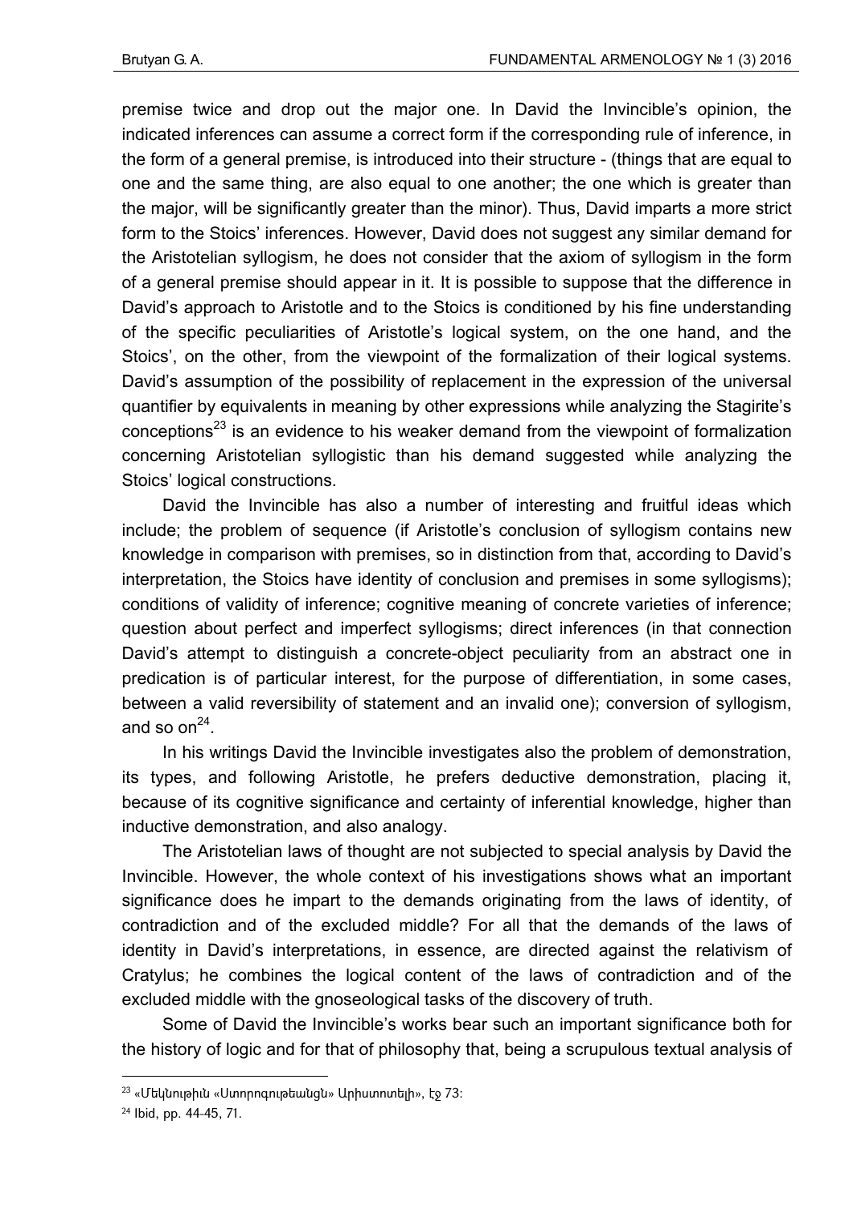premise twice and drop out the major one. In David the Invincible's opinion, the indicated inferences can assume a correct form if the corresponding rule of inference, in the form of a general premise, is introduced into their structure - (things that are equal to one and the same thing, are also equal to one another; the one which is greater than the major, will be significantly greater than the minor). Thus, David imparts a more strict form to the Stoics' inferences. However, David does not suggest any similar demand for the Aristotelian syllogism, he does not consider that the axiom of syllogism in the form of a general premise should appear in it. It is possible to suppose that the difference in David's approach to Aristotle and to the Stoics is conditioned by his fine understanding of the specific peculiarities of Aristotle's logical system, on the one hand, and the Stoics', on the other, from the viewpoint of the formalization of their logical systems. David's assumption of the possibility of replacement in the expression of the universal quantifier by equivalents in meaning by other expressions while analyzing the Stagirite's conceptions[23] is an evidence to his weaker demand from the viewpoint of formalization concerning Aristotelian syllogistic than his demand suggested while analyzing the Stoics' logical constructions.

David the Invincible has also a number of interesting and fruitful ideas which include; the problem of sequence (if Aristotle's conclusion of syllogism contains new knowledge in comparison with premises, so in distinction from that, according to David's interpretation, the Stoics have identity of conclusion and premises in some syllogisms); conditions of validity of inference; cognitive meaning of concrete varieties of inference; question about perfect and imperfect syllogisms; direct inferences (in that connection David's attempt to distinguish a concrete-object peculiarity from an abstract one in predication is of particular interest, for the purpose of differentiation, in some cases, between a valid reversibility of statement and an invalid one); conversion of syllogism, and so on[24].

In his writings David the Invincible investigates also the problem of demonstration, its types, and following Aristotle, he prefers deductive demonstration, placing it, because of its cognitive significance and certainty of inferential knowledge, higher than inductive demonstration, and also analogy.

The Aristotelian laws of thought are not subjected to special analysis by David the Invincible. However, the whole context of his investigations shows what an important significance does he impart to the demands originating from the laws of identity, of contradiction and of the excluded middle? For all that the demands of the laws of identity in David's interpretations, in essence, are directed against the relativism of Cratylus; he combines the logical content of the laws of contradiction and of the excluded middle with the gnoseological tasks of the discovery of truth.

Some of David the Invincible's works bear such an important significance both for the history of logic and for that of philosophy that, being a scrupulous textual analysis of

---

[23] «Մեկնութիւն «Ստորոգութեանցն» Արիստոտելի», էջ 73:

[24] Ibid, pp. 44-45, 71.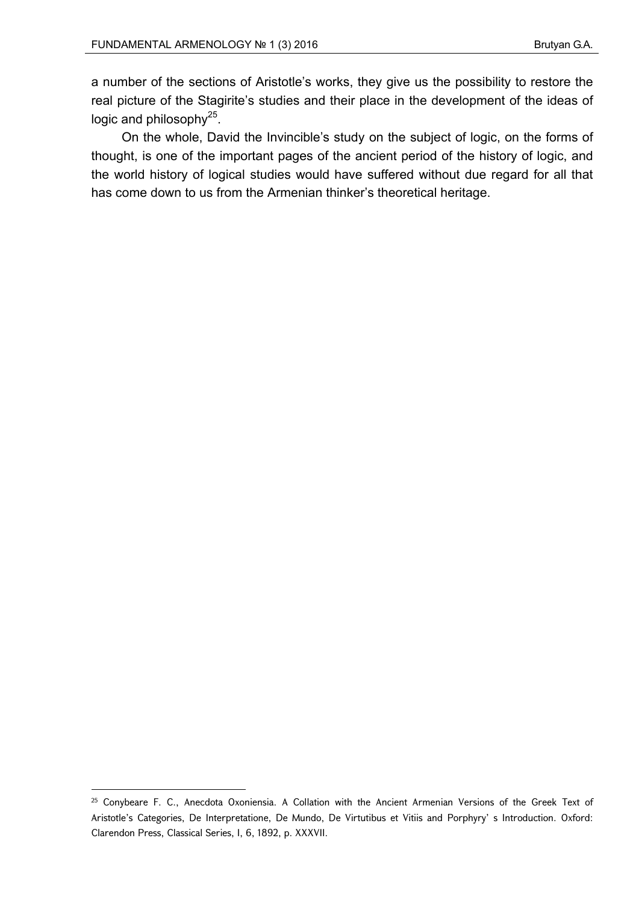a number of the sections of Aristotle's works, they give us the possibility to restore the real picture of the Stagirite's studies and their place in the development of the ideas of logic and philosophy[25].

On the whole, David the Invincible's study on the subject of logic, on the forms of thought, is one of the important pages of the ancient period of the history of logic, and the world history of logical studies would have suffered without due regard for all that has come down to us from the Armenian thinker's theoretical heritage.

---

[25] Conybeare F. C., Anecdota Oxoniensia. A Collation with the Ancient Armenian Versions of the Greek Text of Aristotle's Categories, De Interpretatione, De Mundo, De Virtutibus et Vitiis and Porphyry' s Introduction. Oxford: Clarendon Press, Classical Series, I, 6, 1892, p. XXXVII.